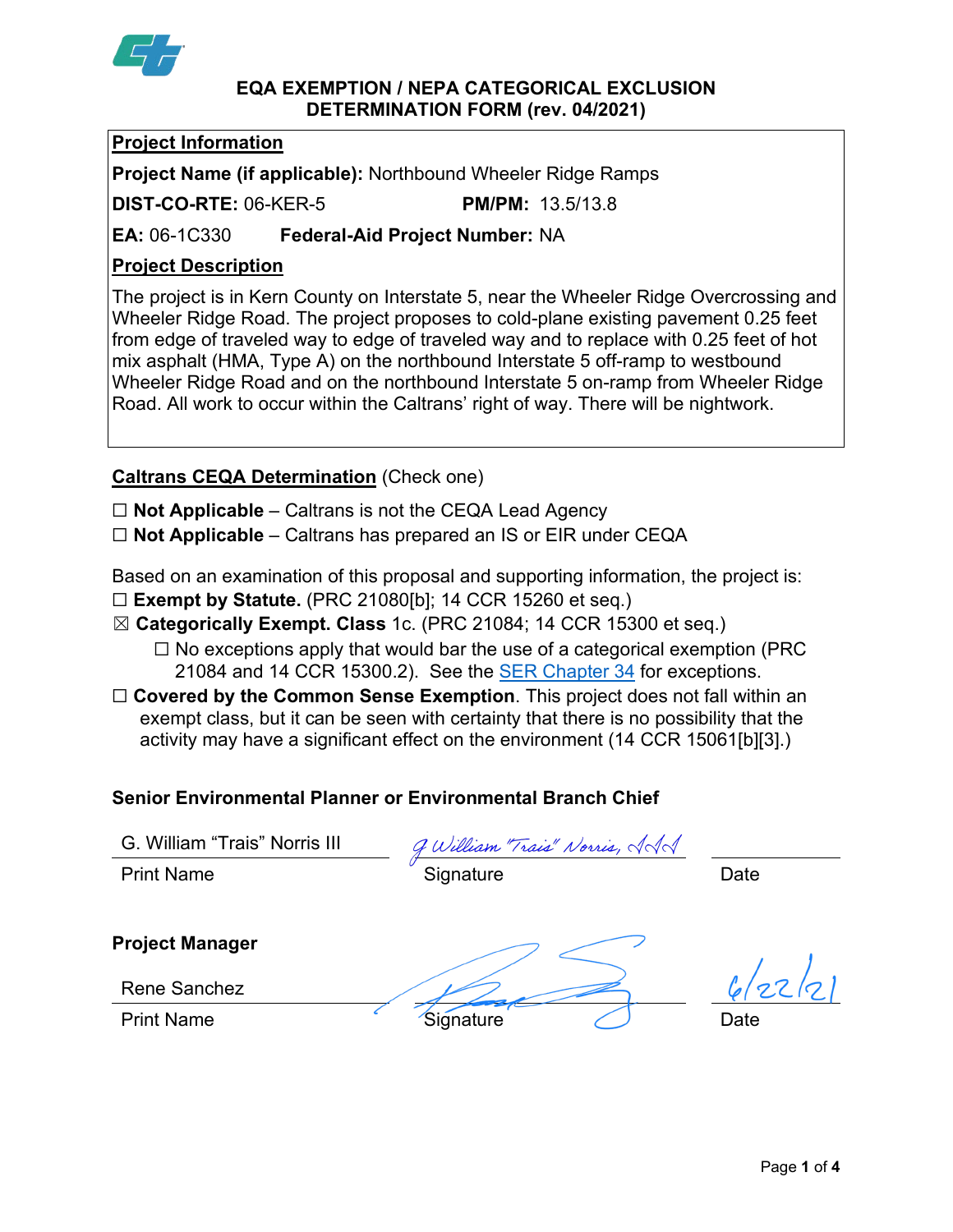# CEQA EXEMPTION / NEPA CATEGORICAL EXCLUSION DETERMINATION FORM (rev. 04/2021)

## Project Information

**Project Name (if applicable):** Northbound Wheeler Ridge Ramps

**DIST-CO-RTE:** 06-KER-5 **PM/PM:** 13.5/13.8

**EA:** 06-1C330 **Federal-Aid Project Number:** NA

## Project Description

The project is in Kern County on Interstate 5, near the Wheeler Ridge Overcrossing and Wheeler Ridge Road. The project proposes to cold-plane existing pavement 0.25 feet from edge of traveled way to edge of traveled way and to replace with 0.25 feet of hot mix asphalt (HMA, Type A) on the northbound Interstate 5 off-ramp to westbound Wheeler Ridge Road and on the northbound Interstate 5 on-ramp from Wheeler Ridge Road. All work to occur within the Caltrans' right of way. There will be nightwork.

## Caltrans CEQA Determination (Check one)

☐ **Not Applicable** – Caltrans is not the CEQA Lead Agency

☐ **Not Applicable** – Caltrans has prepared an IS or EIR under CEQA

Based on an examination of this proposal and supporting information, the project is:

☐ **Exempt by Statute.** (PRC 21080[b]; 14 CCR 15260 et seq.)

☒ **Categorically Exempt. Class** 1c. (PRC 21084; 14 CCR 15300 et seq.)

☐ No exceptions apply that would bar the use of a categorical exemption (PRC 21084 and 14 CCR 15300.2). See the SER Chapter 34 for exceptions.

☐ **Covered by the Common Sense Exemption**. This project does not fall within an exempt class, but it can be seen with certainty that there is no possibility that the activity may have a significant effect on the environment (14 CCR 15061[b][3].)

### Senior Environmental Planner or Environmental Branch Chief

| G. William "Trais" Norris III | G. William "Trais" Norris, III | |
|---|---|---|
| Print Name | Signature | Date |

### Project Manager

| Rene Sanchez | [signature] | 6/22/21 |
|---|---|---|
| Print Name | Signature | Date |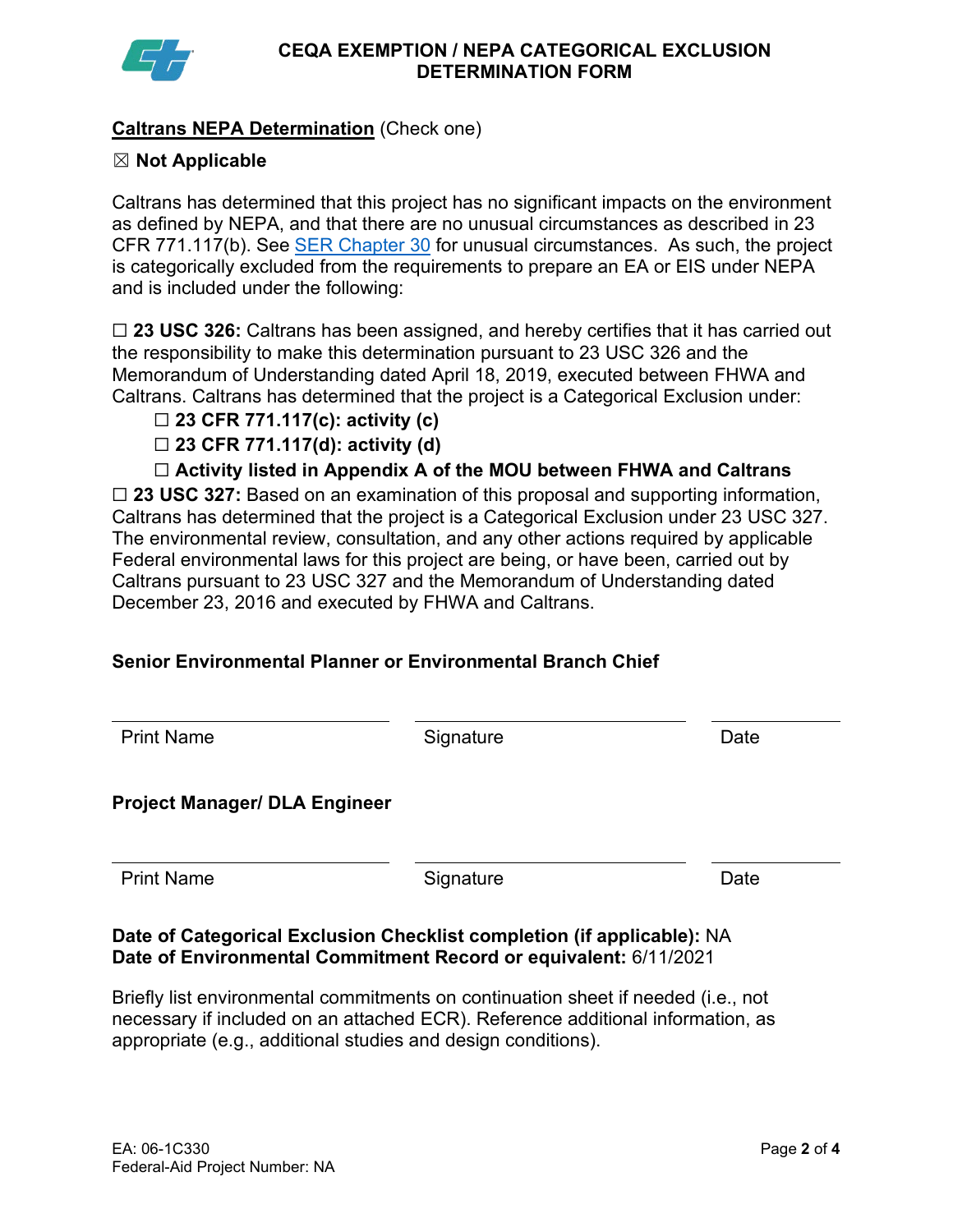# CEQA EXEMPTION / NEPA CATEGORICAL EXCLUSION DETERMINATION FORM

**Caltrans NEPA Determination** (Check one)

☒ **Not Applicable**

Caltrans has determined that this project has no significant impacts on the environment as defined by NEPA, and that there are no unusual circumstances as described in 23 CFR 771.117(b). See [SER Chapter 30] for unusual circumstances. As such, the project is categorically excluded from the requirements to prepare an EA or EIS under NEPA and is included under the following:

☐ **23 USC 326:** Caltrans has been assigned, and hereby certifies that it has carried out the responsibility to make this determination pursuant to 23 USC 326 and the Memorandum of Understanding dated April 18, 2019, executed between FHWA and Caltrans. Caltrans has determined that the project is a Categorical Exclusion under:

- ☐ **23 CFR 771.117(c): activity (c)**
- ☐ **23 CFR 771.117(d): activity (d)**
- ☐ **Activity listed in Appendix A of the MOU between FHWA and Caltrans**

☐ **23 USC 327:** Based on an examination of this proposal and supporting information, Caltrans has determined that the project is a Categorical Exclusion under 23 USC 327. The environmental review, consultation, and any other actions required by applicable Federal environmental laws for this project are being, or have been, carried out by Caltrans pursuant to 23 USC 327 and the Memorandum of Understanding dated December 23, 2016 and executed by FHWA and Caltrans.

**Senior Environmental Planner or Environmental Branch Chief**

| Print Name | Signature | Date |
|---|---|---|
| | | |

**Project Manager/ DLA Engineer**

| Print Name | Signature | Date |
|---|---|---|
| | | |

**Date of Categorical Exclusion Checklist completion (if applicable):** NA
**Date of Environmental Commitment Record or equivalent:** 6/11/2021

Briefly list environmental commitments on continuation sheet if needed (i.e., not necessary if included on an attached ECR). Reference additional information, as appropriate (e.g., additional studies and design conditions).

EA: 06-1C330
Federal-Aid Project Number: NA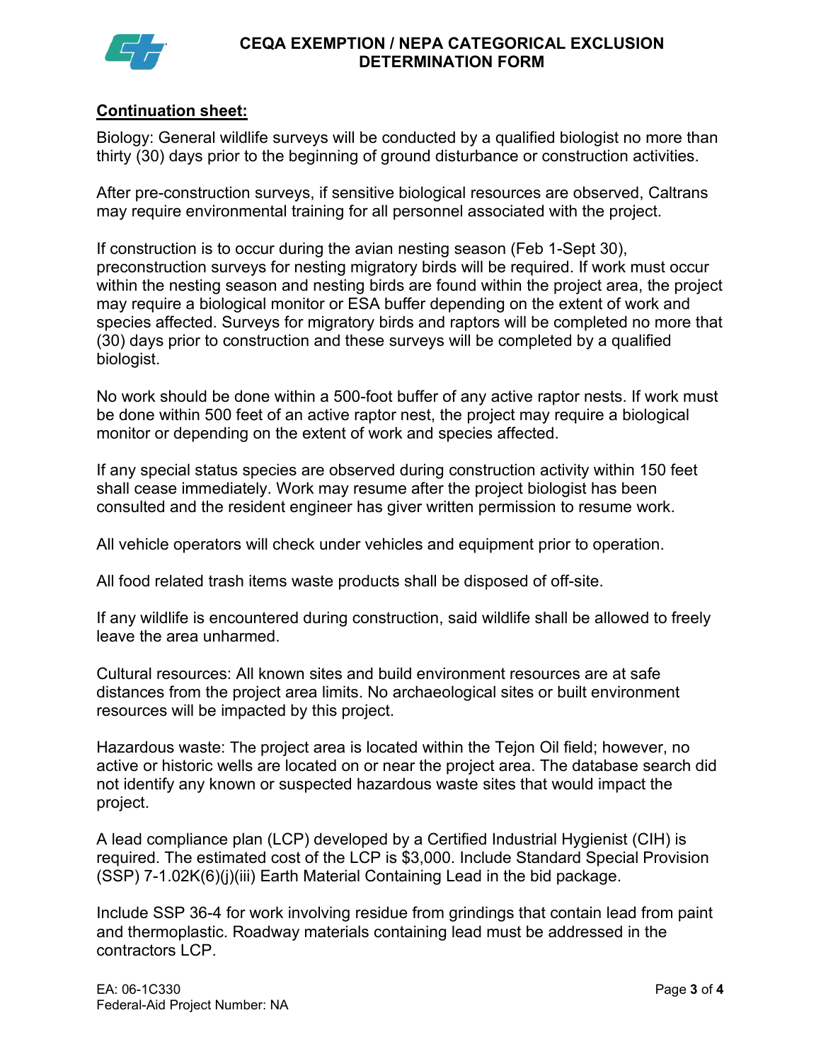## CEQA EXEMPTION / NEPA CATEGORICAL EXCLUSION DETERMINATION FORM

**Continuation sheet:**

Biology: General wildlife surveys will be conducted by a qualified biologist no more than thirty (30) days prior to the beginning of ground disturbance or construction activities.

After pre-construction surveys, if sensitive biological resources are observed, Caltrans may require environmental training for all personnel associated with the project.

If construction is to occur during the avian nesting season (Feb 1-Sept 30), preconstruction surveys for nesting migratory birds will be required. If work must occur within the nesting season and nesting birds are found within the project area, the project may require a biological monitor or ESA buffer depending on the extent of work and species affected. Surveys for migratory birds and raptors will be completed no more that (30) days prior to construction and these surveys will be completed by a qualified biologist.

No work should be done within a 500-foot buffer of any active raptor nests. If work must be done within 500 feet of an active raptor nest, the project may require a biological monitor or depending on the extent of work and species affected.

If any special status species are observed during construction activity within 150 feet shall cease immediately. Work may resume after the project biologist has been consulted and the resident engineer has giver written permission to resume work.

All vehicle operators will check under vehicles and equipment prior to operation.

All food related trash items waste products shall be disposed of off-site.

If any wildlife is encountered during construction, said wildlife shall be allowed to freely leave the area unharmed.

Cultural resources: All known sites and build environment resources are at safe distances from the project area limits. No archaeological sites or built environment resources will be impacted by this project.

Hazardous waste: The project area is located within the Tejon Oil field; however, no active or historic wells are located on or near the project area. The database search did not identify any known or suspected hazardous waste sites that would impact the project.

A lead compliance plan (LCP) developed by a Certified Industrial Hygienist (CIH) is required. The estimated cost of the LCP is $3,000. Include Standard Special Provision (SSP) 7-1.02K(6)(j)(iii) Earth Material Containing Lead in the bid package.

Include SSP 36-4 for work involving residue from grindings that contain lead from paint and thermoplastic. Roadway materials containing lead must be addressed in the contractors LCP.

EA: 06-1C330
Federal-Aid Project Number: NA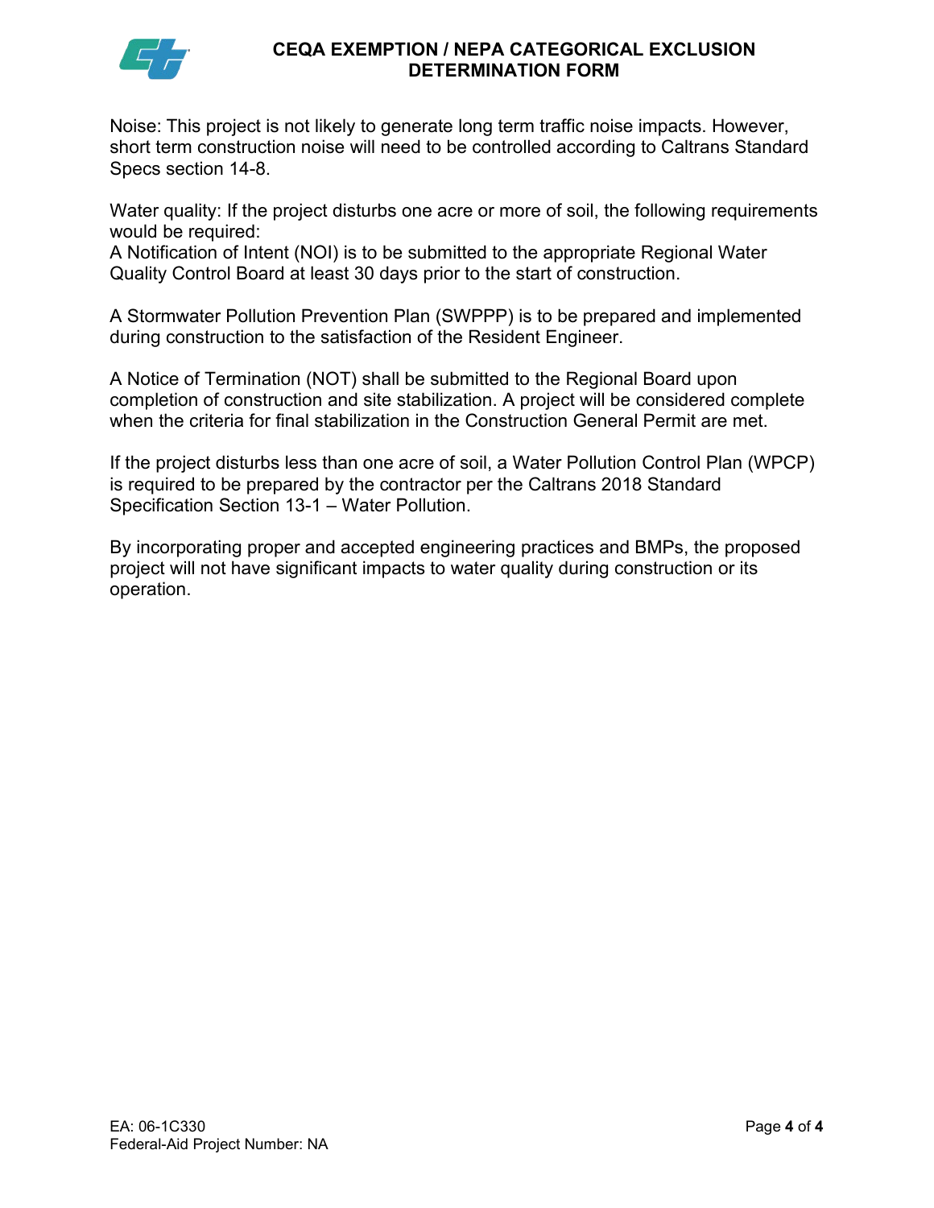Noise: This project is not likely to generate long term traffic noise impacts. However, short term construction noise will need to be controlled according to Caltrans Standard Specs section 14-8.

Water quality: If the project disturbs one acre or more of soil, the following requirements would be required:
A Notification of Intent (NOI) is to be submitted to the appropriate Regional Water Quality Control Board at least 30 days prior to the start of construction.

A Stormwater Pollution Prevention Plan (SWPPP) is to be prepared and implemented during construction to the satisfaction of the Resident Engineer.

A Notice of Termination (NOT) shall be submitted to the Regional Board upon completion of construction and site stabilization. A project will be considered complete when the criteria for final stabilization in the Construction General Permit are met.

If the project disturbs less than one acre of soil, a Water Pollution Control Plan (WPCP) is required to be prepared by the contractor per the Caltrans 2018 Standard Specification Section 13-1 – Water Pollution.

By incorporating proper and accepted engineering practices and BMPs, the proposed project will not have significant impacts to water quality during construction or its operation.

EA: 06-1C330
Federal-Aid Project Number: NA